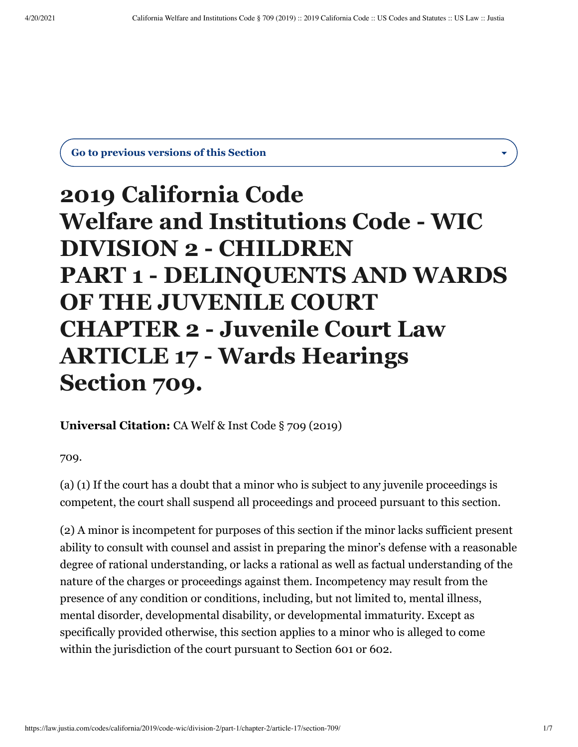Go to previous versions of this Section

# 2019 California Code
# Welfare and Institutions Code - WIC
# DIVISION 2 - CHILDREN
# PART 1 - DELINQUENTS AND WARDS OF THE JUVENILE COURT
# CHAPTER 2 - Juvenile Court Law
# ARTICLE 17 - Wards Hearings
# Section 709.

**Universal Citation:** CA Welf & Inst Code § 709 (2019)

709.

(a) (1) If the court has a doubt that a minor who is subject to any juvenile proceedings is competent, the court shall suspend all proceedings and proceed pursuant to this section.

(2) A minor is incompetent for purposes of this section if the minor lacks sufficient present ability to consult with counsel and assist in preparing the minor's defense with a reasonable degree of rational understanding, or lacks a rational as well as factual understanding of the nature of the charges or proceedings against them. Incompetency may result from the presence of any condition or conditions, including, but not limited to, mental illness, mental disorder, developmental disability, or developmental immaturity. Except as specifically provided otherwise, this section applies to a minor who is alleged to come within the jurisdiction of the court pursuant to Section 601 or 602.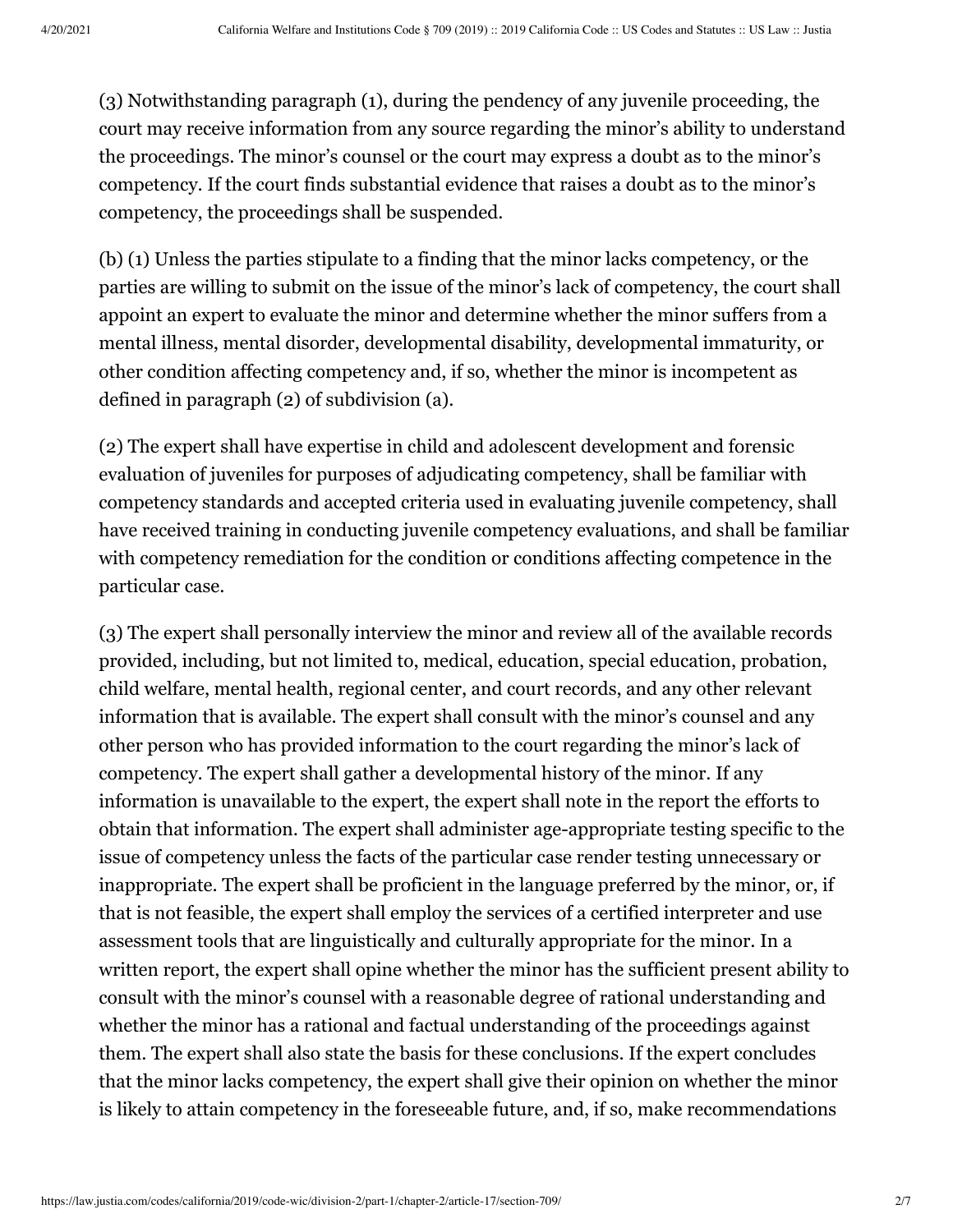(3) Notwithstanding paragraph (1), during the pendency of any juvenile proceeding, the court may receive information from any source regarding the minor's ability to understand the proceedings. The minor's counsel or the court may express a doubt as to the minor's competency. If the court finds substantial evidence that raises a doubt as to the minor's competency, the proceedings shall be suspended.

(b) (1) Unless the parties stipulate to a finding that the minor lacks competency, or the parties are willing to submit on the issue of the minor's lack of competency, the court shall appoint an expert to evaluate the minor and determine whether the minor suffers from a mental illness, mental disorder, developmental disability, developmental immaturity, or other condition affecting competency and, if so, whether the minor is incompetent as defined in paragraph (2) of subdivision (a).

(2) The expert shall have expertise in child and adolescent development and forensic evaluation of juveniles for purposes of adjudicating competency, shall be familiar with competency standards and accepted criteria used in evaluating juvenile competency, shall have received training in conducting juvenile competency evaluations, and shall be familiar with competency remediation for the condition or conditions affecting competence in the particular case.

(3) The expert shall personally interview the minor and review all of the available records provided, including, but not limited to, medical, education, special education, probation, child welfare, mental health, regional center, and court records, and any other relevant information that is available. The expert shall consult with the minor's counsel and any other person who has provided information to the court regarding the minor's lack of competency. The expert shall gather a developmental history of the minor. If any information is unavailable to the expert, the expert shall note in the report the efforts to obtain that information. The expert shall administer age-appropriate testing specific to the issue of competency unless the facts of the particular case render testing unnecessary or inappropriate. The expert shall be proficient in the language preferred by the minor, or, if that is not feasible, the expert shall employ the services of a certified interpreter and use assessment tools that are linguistically and culturally appropriate for the minor. In a written report, the expert shall opine whether the minor has the sufficient present ability to consult with the minor's counsel with a reasonable degree of rational understanding and whether the minor has a rational and factual understanding of the proceedings against them. The expert shall also state the basis for these conclusions. If the expert concludes that the minor lacks competency, the expert shall give their opinion on whether the minor is likely to attain competency in the foreseeable future, and, if so, make recommendations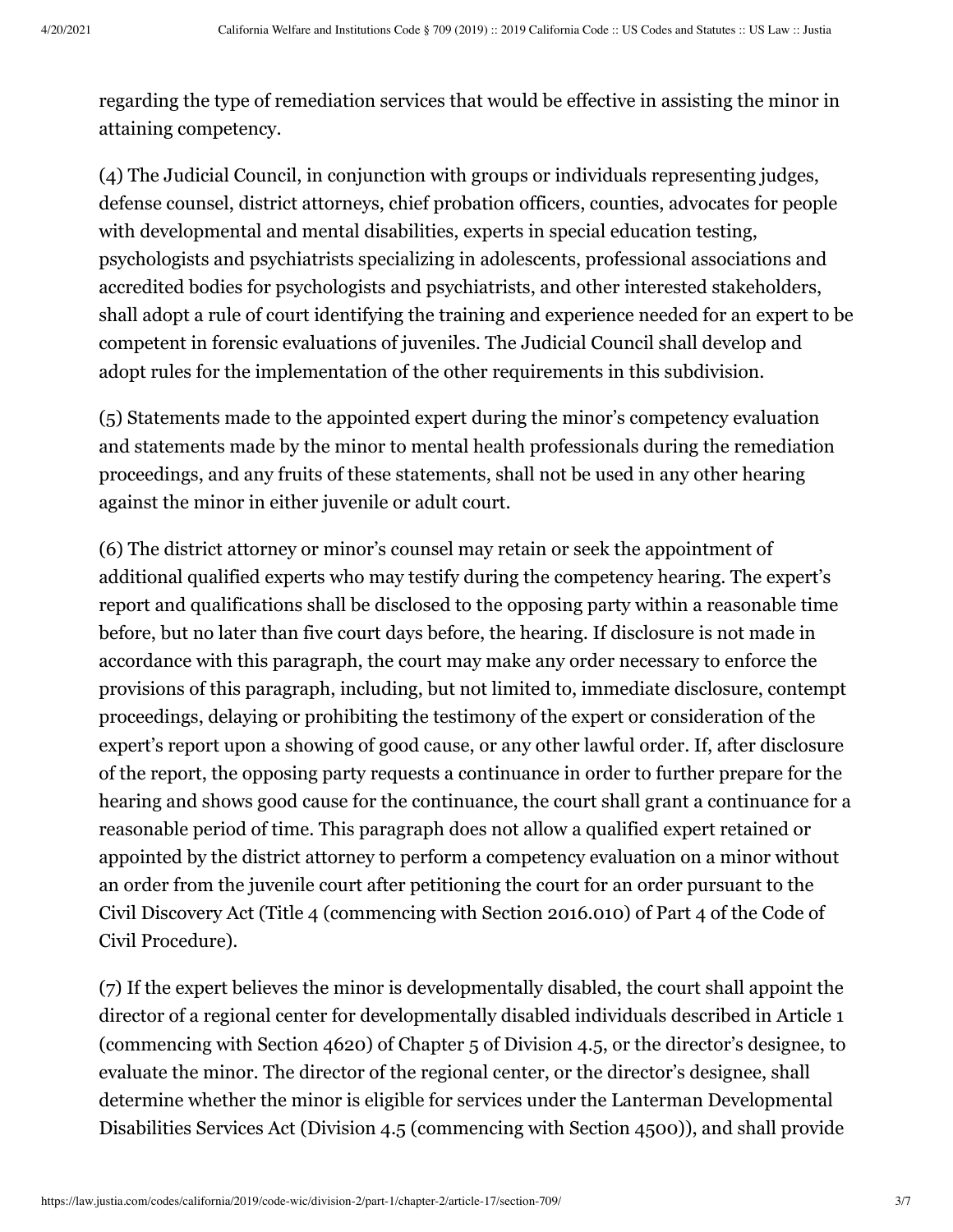regarding the type of remediation services that would be effective in assisting the minor in attaining competency.

(4) The Judicial Council, in conjunction with groups or individuals representing judges, defense counsel, district attorneys, chief probation officers, counties, advocates for people with developmental and mental disabilities, experts in special education testing, psychologists and psychiatrists specializing in adolescents, professional associations and accredited bodies for psychologists and psychiatrists, and other interested stakeholders, shall adopt a rule of court identifying the training and experience needed for an expert to be competent in forensic evaluations of juveniles. The Judicial Council shall develop and adopt rules for the implementation of the other requirements in this subdivision.

(5) Statements made to the appointed expert during the minor's competency evaluation and statements made by the minor to mental health professionals during the remediation proceedings, and any fruits of these statements, shall not be used in any other hearing against the minor in either juvenile or adult court.

(6) The district attorney or minor's counsel may retain or seek the appointment of additional qualified experts who may testify during the competency hearing. The expert's report and qualifications shall be disclosed to the opposing party within a reasonable time before, but no later than five court days before, the hearing. If disclosure is not made in accordance with this paragraph, the court may make any order necessary to enforce the provisions of this paragraph, including, but not limited to, immediate disclosure, contempt proceedings, delaying or prohibiting the testimony of the expert or consideration of the expert's report upon a showing of good cause, or any other lawful order. If, after disclosure of the report, the opposing party requests a continuance in order to further prepare for the hearing and shows good cause for the continuance, the court shall grant a continuance for a reasonable period of time. This paragraph does not allow a qualified expert retained or appointed by the district attorney to perform a competency evaluation on a minor without an order from the juvenile court after petitioning the court for an order pursuant to the Civil Discovery Act (Title 4 (commencing with Section 2016.010) of Part 4 of the Code of Civil Procedure).

(7) If the expert believes the minor is developmentally disabled, the court shall appoint the director of a regional center for developmentally disabled individuals described in Article 1 (commencing with Section 4620) of Chapter 5 of Division 4.5, or the director's designee, to evaluate the minor. The director of the regional center, or the director's designee, shall determine whether the minor is eligible for services under the Lanterman Developmental Disabilities Services Act (Division 4.5 (commencing with Section 4500)), and shall provide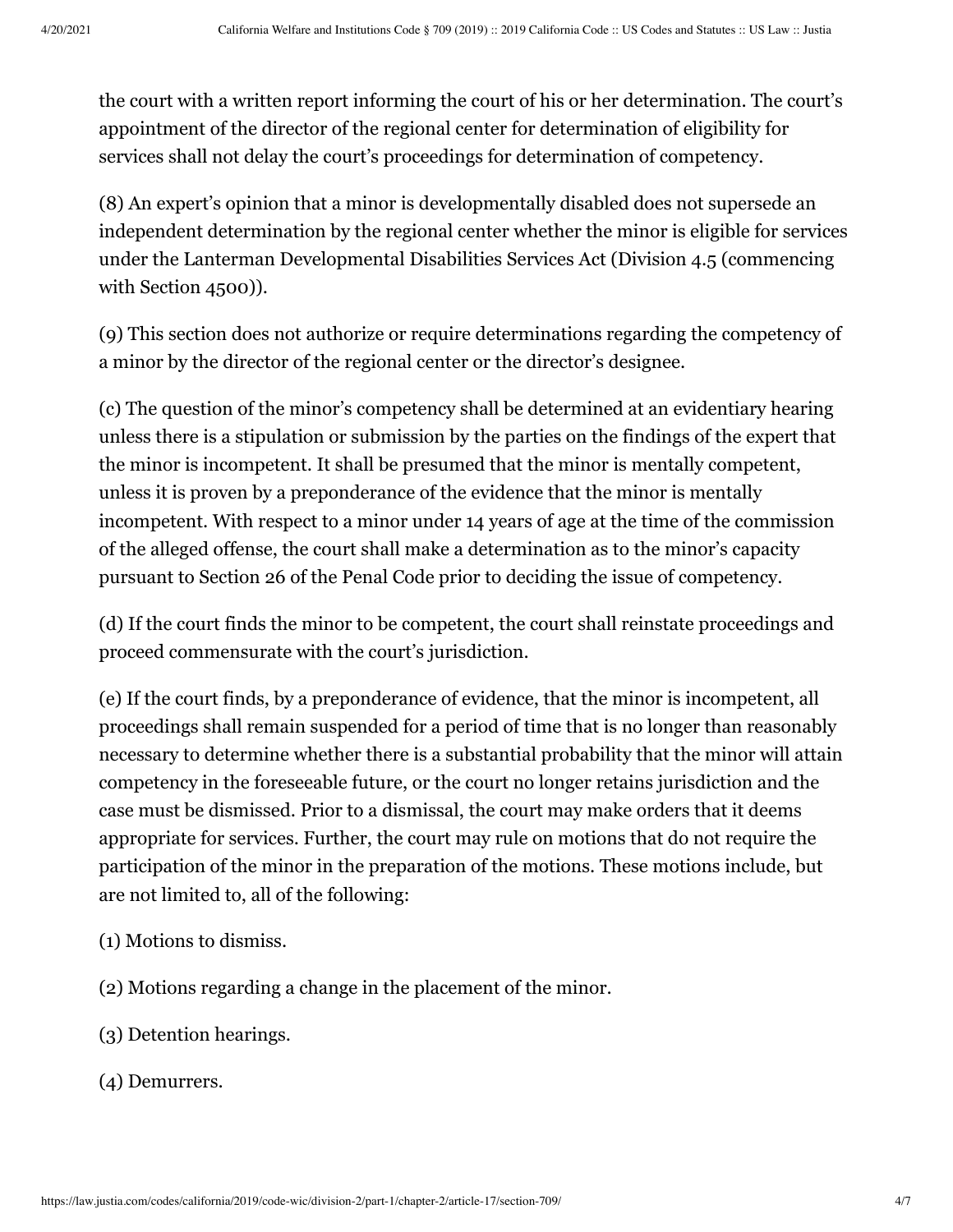the court with a written report informing the court of his or her determination. The court's appointment of the director of the regional center for determination of eligibility for services shall not delay the court's proceedings for determination of competency.

(8) An expert's opinion that a minor is developmentally disabled does not supersede an independent determination by the regional center whether the minor is eligible for services under the Lanterman Developmental Disabilities Services Act (Division 4.5 (commencing with Section 4500)).

(9) This section does not authorize or require determinations regarding the competency of a minor by the director of the regional center or the director's designee.

(c) The question of the minor's competency shall be determined at an evidentiary hearing unless there is a stipulation or submission by the parties on the findings of the expert that the minor is incompetent. It shall be presumed that the minor is mentally competent, unless it is proven by a preponderance of the evidence that the minor is mentally incompetent. With respect to a minor under 14 years of age at the time of the commission of the alleged offense, the court shall make a determination as to the minor's capacity pursuant to Section 26 of the Penal Code prior to deciding the issue of competency.

(d) If the court finds the minor to be competent, the court shall reinstate proceedings and proceed commensurate with the court's jurisdiction.

(e) If the court finds, by a preponderance of evidence, that the minor is incompetent, all proceedings shall remain suspended for a period of time that is no longer than reasonably necessary to determine whether there is a substantial probability that the minor will attain competency in the foreseeable future, or the court no longer retains jurisdiction and the case must be dismissed. Prior to a dismissal, the court may make orders that it deems appropriate for services. Further, the court may rule on motions that do not require the participation of the minor in the preparation of the motions. These motions include, but are not limited to, all of the following:

(1) Motions to dismiss.

(2) Motions regarding a change in the placement of the minor.

(3) Detention hearings.

(4) Demurrers.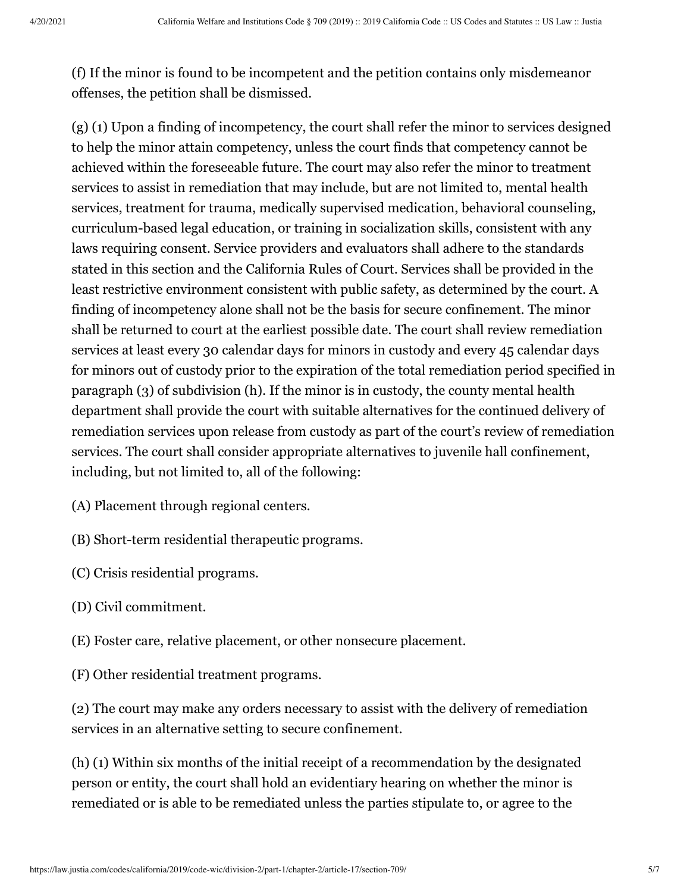(f) If the minor is found to be incompetent and the petition contains only misdemeanor offenses, the petition shall be dismissed.

(g) (1) Upon a finding of incompetency, the court shall refer the minor to services designed to help the minor attain competency, unless the court finds that competency cannot be achieved within the foreseeable future. The court may also refer the minor to treatment services to assist in remediation that may include, but are not limited to, mental health services, treatment for trauma, medically supervised medication, behavioral counseling, curriculum-based legal education, or training in socialization skills, consistent with any laws requiring consent. Service providers and evaluators shall adhere to the standards stated in this section and the California Rules of Court. Services shall be provided in the least restrictive environment consistent with public safety, as determined by the court. A finding of incompetency alone shall not be the basis for secure confinement. The minor shall be returned to court at the earliest possible date. The court shall review remediation services at least every 30 calendar days for minors in custody and every 45 calendar days for minors out of custody prior to the expiration of the total remediation period specified in paragraph (3) of subdivision (h). If the minor is in custody, the county mental health department shall provide the court with suitable alternatives for the continued delivery of remediation services upon release from custody as part of the court's review of remediation services. The court shall consider appropriate alternatives to juvenile hall confinement, including, but not limited to, all of the following:

(A) Placement through regional centers.

(B) Short-term residential therapeutic programs.

(C) Crisis residential programs.

(D) Civil commitment.

(E) Foster care, relative placement, or other nonsecure placement.

(F) Other residential treatment programs.

(2) The court may make any orders necessary to assist with the delivery of remediation services in an alternative setting to secure confinement.

(h) (1) Within six months of the initial receipt of a recommendation by the designated person or entity, the court shall hold an evidentiary hearing on whether the minor is remediated or is able to be remediated unless the parties stipulate to, or agree to the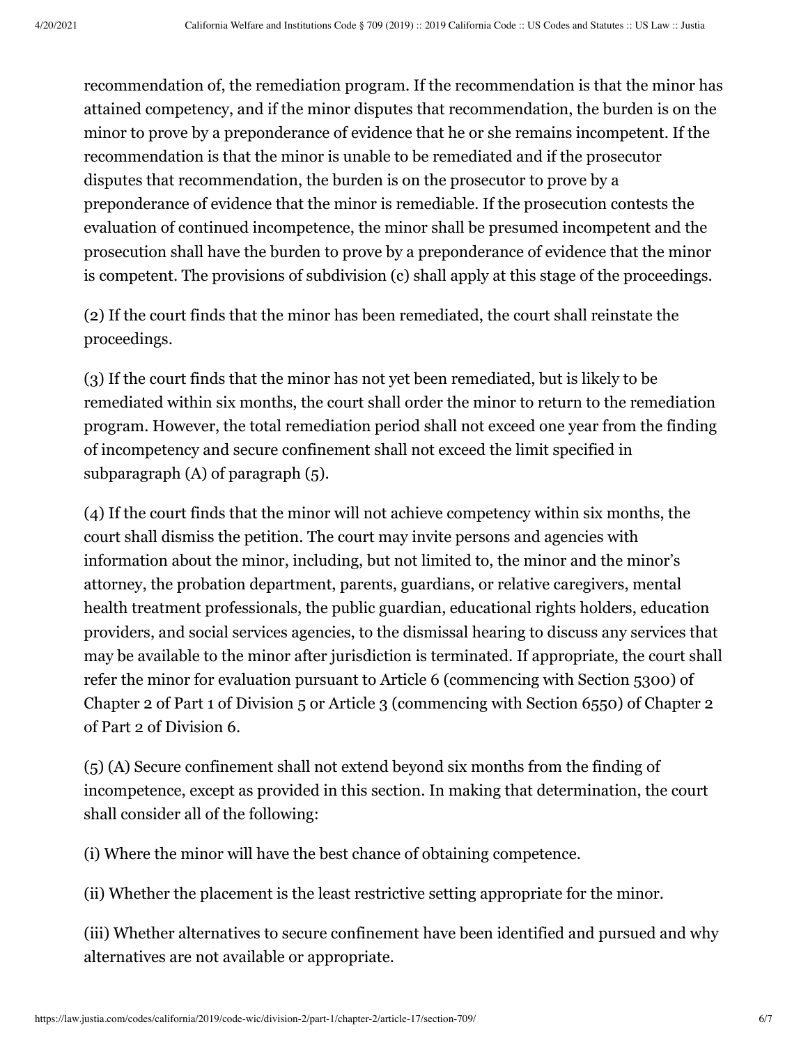recommendation of, the remediation program. If the recommendation is that the minor has attained competency, and if the minor disputes that recommendation, the burden is on the minor to prove by a preponderance of evidence that he or she remains incompetent. If the recommendation is that the minor is unable to be remediated and if the prosecutor disputes that recommendation, the burden is on the prosecutor to prove by a preponderance of evidence that the minor is remediable. If the prosecution contests the evaluation of continued incompetence, the minor shall be presumed incompetent and the prosecution shall have the burden to prove by a preponderance of evidence that the minor is competent. The provisions of subdivision (c) shall apply at this stage of the proceedings.

(2) If the court finds that the minor has been remediated, the court shall reinstate the proceedings.

(3) If the court finds that the minor has not yet been remediated, but is likely to be remediated within six months, the court shall order the minor to return to the remediation program. However, the total remediation period shall not exceed one year from the finding of incompetency and secure confinement shall not exceed the limit specified in subparagraph (A) of paragraph (5).

(4) If the court finds that the minor will not achieve competency within six months, the court shall dismiss the petition. The court may invite persons and agencies with information about the minor, including, but not limited to, the minor and the minor's attorney, the probation department, parents, guardians, or relative caregivers, mental health treatment professionals, the public guardian, educational rights holders, education providers, and social services agencies, to the dismissal hearing to discuss any services that may be available to the minor after jurisdiction is terminated. If appropriate, the court shall refer the minor for evaluation pursuant to Article 6 (commencing with Section 5300) of Chapter 2 of Part 1 of Division 5 or Article 3 (commencing with Section 6550) of Chapter 2 of Part 2 of Division 6.

(5) (A) Secure confinement shall not extend beyond six months from the finding of incompetence, except as provided in this section. In making that determination, the court shall consider all of the following:

(i) Where the minor will have the best chance of obtaining competence.

(ii) Whether the placement is the least restrictive setting appropriate for the minor.

(iii) Whether alternatives to secure confinement have been identified and pursued and why alternatives are not available or appropriate.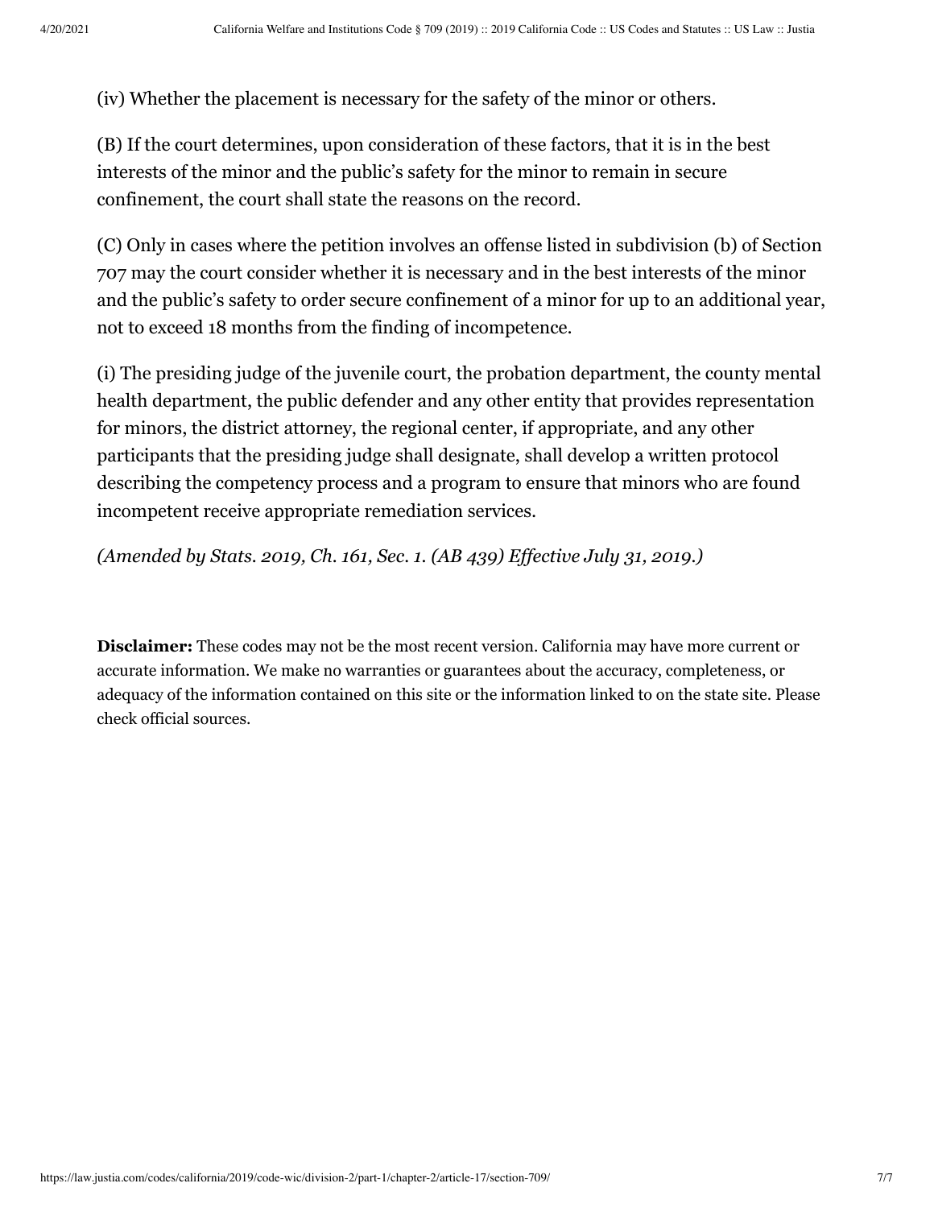(iv) Whether the placement is necessary for the safety of the minor or others.

(B) If the court determines, upon consideration of these factors, that it is in the best interests of the minor and the public's safety for the minor to remain in secure confinement, the court shall state the reasons on the record.

(C) Only in cases where the petition involves an offense listed in subdivision (b) of Section 707 may the court consider whether it is necessary and in the best interests of the minor and the public's safety to order secure confinement of a minor for up to an additional year, not to exceed 18 months from the finding of incompetence.

(i) The presiding judge of the juvenile court, the probation department, the county mental health department, the public defender and any other entity that provides representation for minors, the district attorney, the regional center, if appropriate, and any other participants that the presiding judge shall designate, shall develop a written protocol describing the competency process and a program to ensure that minors who are found incompetent receive appropriate remediation services.

*(Amended by Stats. 2019, Ch. 161, Sec. 1. (AB 439) Effective July 31, 2019.)*

**Disclaimer:** These codes may not be the most recent version. California may have more current or accurate information. We make no warranties or guarantees about the accuracy, completeness, or adequacy of the information contained on this site or the information linked to on the state site. Please check official sources.